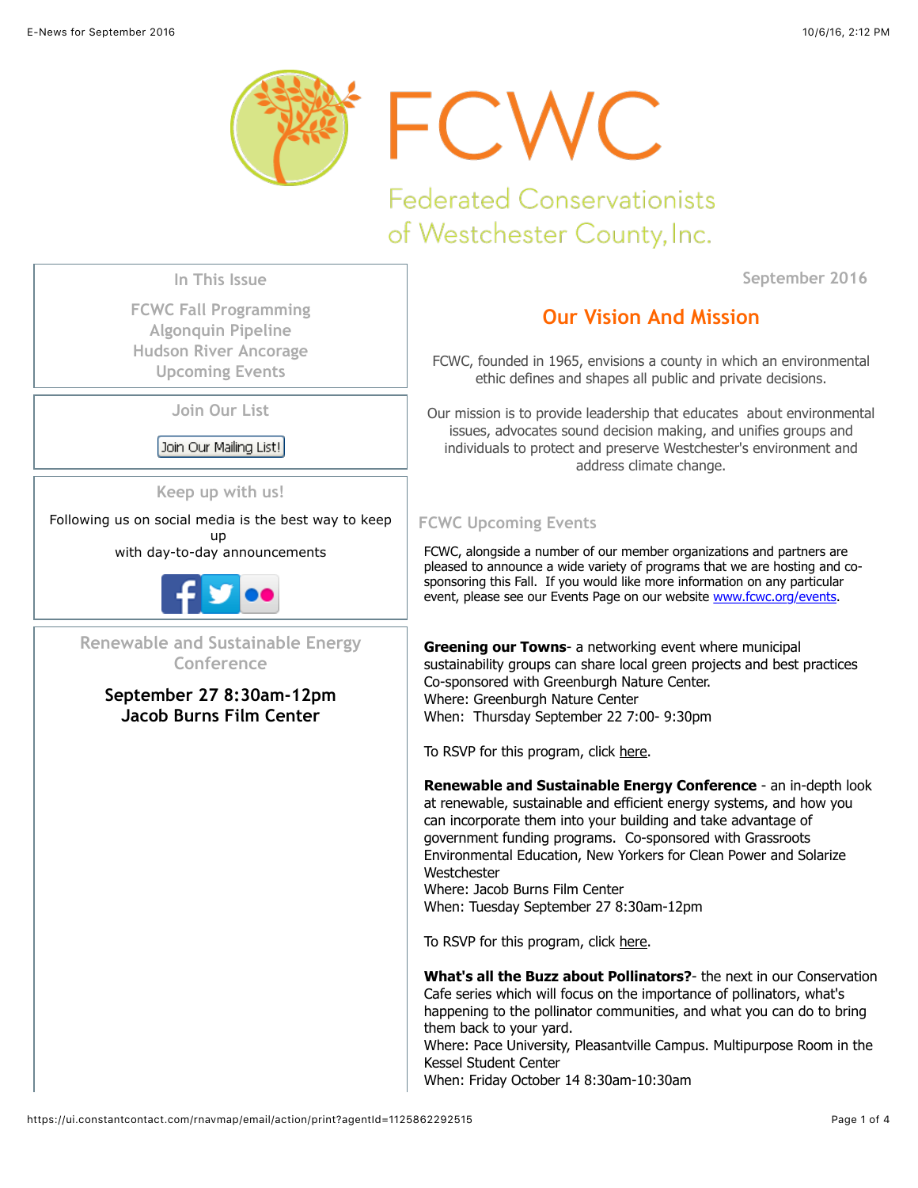# FCWC

## Federated Conservationists of Westchester County, Inc.

### In This Issue

FCWC Fall Programming
Algonquin Pipeline
Hudson River Ancorage
Upcoming Events

### Join Our List

Join Our Mailing List!

### Keep up with us!

Following us on social media is the best way to keep up
with day-to-day announcements

### Renewable and Sustainable Energy Conference

**September 27 8:30am-12pm**
**Jacob Burns Film Center**

September 2016

## Our Vision And Mission

FCWC, founded in 1965, envisions a county in which an environmental ethic defines and shapes all public and private decisions.

Our mission is to provide leadership that educates about environmental issues, advocates sound decision making, and unifies groups and individuals to protect and preserve Westchester's environment and address climate change.

### FCWC Upcoming Events

FCWC, alongside a number of our member organizations and partners are pleased to announce a wide variety of programs that we are hosting and co-sponsoring this Fall. If you would like more information on any particular event, please see our Events Page on our website www.fcwc.org/events.

**Greening our Towns**- a networking event where municipal sustainability groups can share local green projects and best practices Co-sponsored with Greenburgh Nature Center.
Where: Greenburgh Nature Center
When: Thursday September 22 7:00- 9:30pm

To RSVP for this program, click here.

**Renewable and Sustainable Energy Conference** - an in-depth look at renewable, sustainable and efficient energy systems, and how you can incorporate them into your building and take advantage of government funding programs. Co-sponsored with Grassroots Environmental Education, New Yorkers for Clean Power and Solarize Westchester
Where: Jacob Burns Film Center
When: Tuesday September 27 8:30am-12pm

To RSVP for this program, click here.

**What's all the Buzz about Pollinators?**- the next in our Conservation Cafe series which will focus on the importance of pollinators, what's happening to the pollinator communities, and what you can do to bring them back to your yard.
Where: Pace University, Pleasantville Campus. Multipurpose Room in the Kessel Student Center
When: Friday October 14 8:30am-10:30am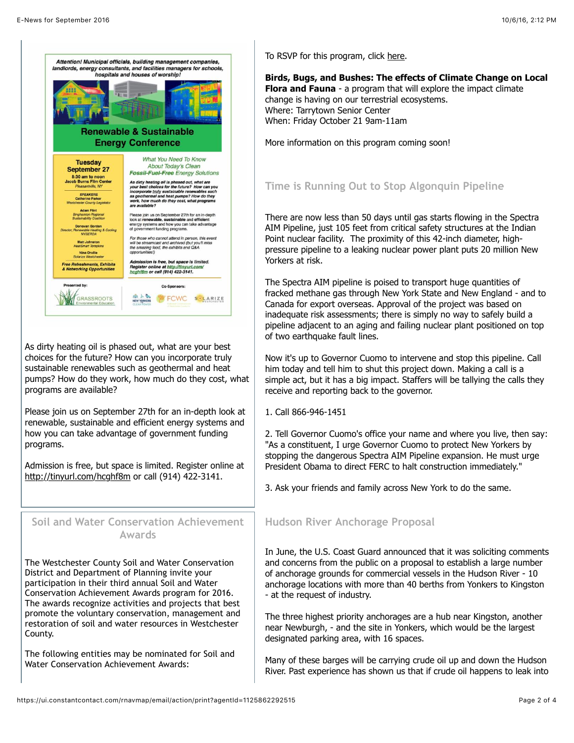Attention! Municipal officials, building management companies, landlords, energy consultants, and facilities managers for schools, hospitals and houses of worship!

**Renewable & Sustainable Energy Conference**

**Tuesday September 27**
8:30 am to noon
Jacob Burns Film Center
Pleasantville, NY

SPEAKERS
Catherine Parker
Westchester County Legislator

Adam Flint
Binghamton Regional Sustainability Coalition

Donovan Gordon
Director, Renewable Heating & Cooling NYSERDA

Matt Johnston
HeatSmart Tompkins

Nina Orville
Solarize Westchester

Free Refreshments, Exhibits & Networking Opportunities

*What You Need To Know About Today's Clean Fossil-Fuel-Free Energy Solutions*

As dirty heating oil is phased out, what are your best choices for the future? How can you incorporate truly sustainable renewables such as geothermal and heat pumps? How do they work, how much do they cost, what programs are available?

Please join us on September 27th for an in-depth look at renewable, sustainable and efficient energy systems and how you can take advantage of government funding programs.

For those who cannot attend in person, this event will be streamcast and archived (but you'll miss the amazing food, the exhibits and Q&A opportunities!)

Admission is free, but space is limited. Register online at http://tinyurl.com/hcghf8m or call (914) 422-3141.

Presented by: Grassroots Environmental Education

Co-Sponsors: New Yorkers for Clean Power, FCWC, Solarize Westchester

As dirty heating oil is phased out, what are your best choices for the future? How can you incorporate truly sustainable renewables such as geothermal and heat pumps? How do they work, how much do they cost, what programs are available?

Please join us on September 27th for an in-depth look at renewable, sustainable and efficient energy systems and how you can take advantage of government funding programs.

Admission is free, but space is limited. Register online at http://tinyurl.com/hcghf8m or call (914) 422-3141.

## Soil and Water Conservation Achievement Awards

The Westchester County Soil and Water Conservation District and Department of Planning invite your participation in their third annual Soil and Water Conservation Achievement Awards program for 2016. The awards recognize activities and projects that best promote the voluntary conservation, management and restoration of soil and water resources in Westchester County.

The following entities may be nominated for Soil and Water Conservation Achievement Awards:

To RSVP for this program, click here.

**Birds, Bugs, and Bushes: The effects of Climate Change on Local Flora and Fauna** - a program that will explore the impact climate change is having on our terrestrial ecosystems.
Where: Tarrytown Senior Center
When: Friday October 21 9am-11am

More information on this program coming soon!

## Time is Running Out to Stop Algonquin Pipeline

There are now less than 50 days until gas starts flowing in the Spectra AIM Pipeline, just 105 feet from critical safety structures at the Indian Point nuclear facility. The proximity of this 42-inch diameter, high-pressure pipeline to a leaking nuclear power plant puts 20 million New Yorkers at risk.

The Spectra AIM pipeline is poised to transport huge quantities of fracked methane gas through New York State and New England - and to Canada for export overseas. Approval of the project was based on inadequate risk assessments; there is simply no way to safely build a pipeline adjacent to an aging and failing nuclear plant positioned on top of two earthquake fault lines.

Now it's up to Governor Cuomo to intervene and stop this pipeline. Call him today and tell him to shut this project down. Making a call is a simple act, but it has a big impact. Staffers will be tallying the calls they receive and reporting back to the governor.

1. Call 866-946-1451

2. Tell Governor Cuomo's office your name and where you live, then say: "As a constituent, I urge Governor Cuomo to protect New Yorkers by stopping the dangerous Spectra AIM Pipeline expansion. He must urge President Obama to direct FERC to halt construction immediately."

3. Ask your friends and family across New York to do the same.

## Hudson River Anchorage Proposal

In June, the U.S. Coast Guard announced that it was soliciting comments and concerns from the public on a proposal to establish a large number of anchorage grounds for commercial vessels in the Hudson River - 10 anchorage locations with more than 40 berths from Yonkers to Kingston - at the request of industry.

The three highest priority anchorages are a hub near Kingston, another near Newburgh, - and the site in Yonkers, which would be the largest designated parking area, with 16 spaces.

Many of these barges will be carrying crude oil up and down the Hudson River. Past experience has shown us that if crude oil happens to leak into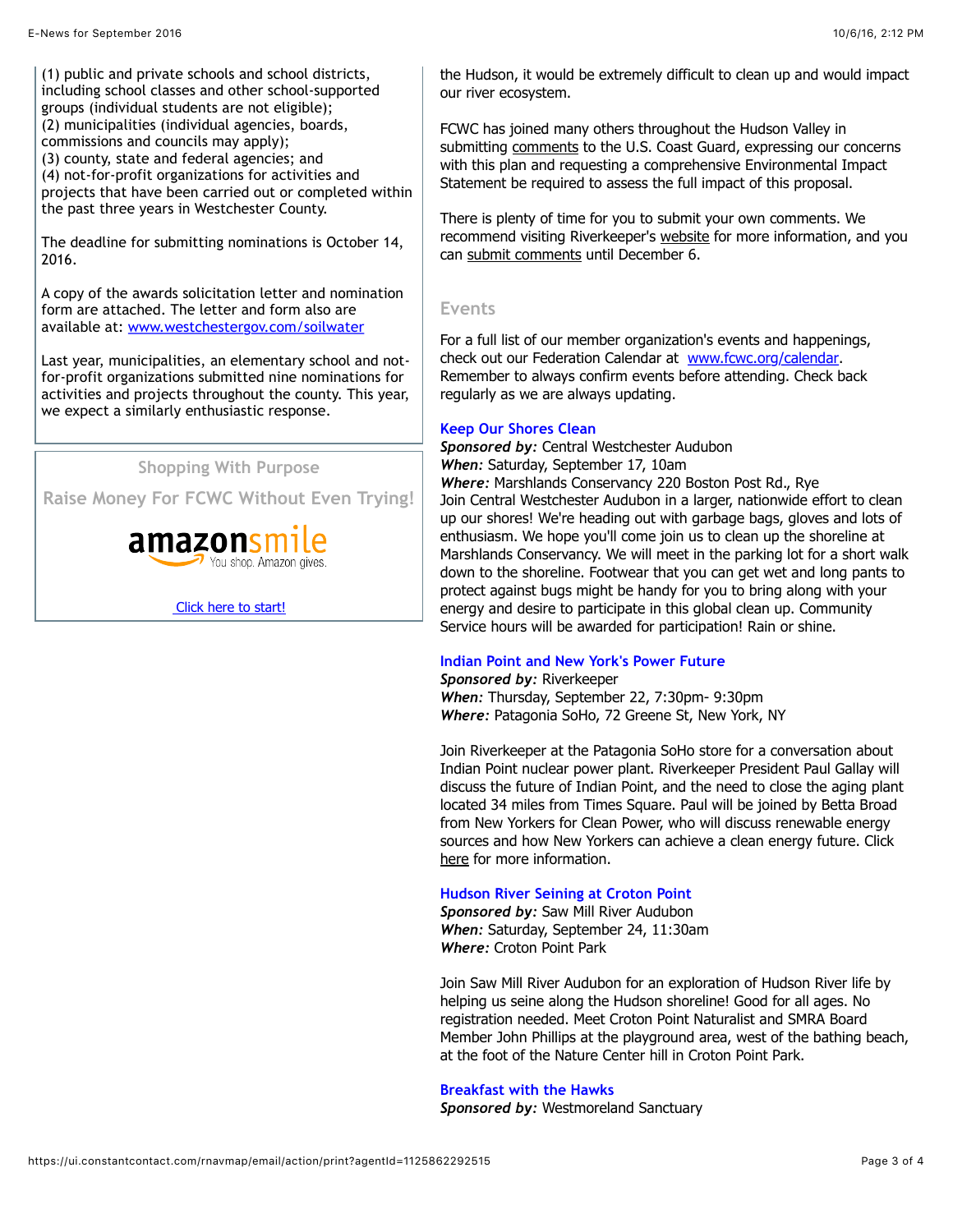(1) public and private schools and school districts, including school classes and other school-supported groups (individual students are not eligible);
(2) municipalities (individual agencies, boards, commissions and councils may apply);
(3) county, state and federal agencies; and
(4) not-for-profit organizations for activities and projects that have been carried out or completed within the past three years in Westchester County.

The deadline for submitting nominations is October 14, 2016.

A copy of the awards solicitation letter and nomination form are attached. The letter and form also are available at: www.westchestergov.com/soilwater

Last year, municipalities, an elementary school and not-for-profit organizations submitted nine nominations for activities and projects throughout the county. This year, we expect a similarly enthusiastic response.

### Shopping With Purpose

### Raise Money For FCWC Without Even Trying!

amazonsmile
You shop. Amazon gives.

Click here to start!

the Hudson, it would be extremely difficult to clean up and would impact our river ecosystem.

FCWC has joined many others throughout the Hudson Valley in submitting comments to the U.S. Coast Guard, expressing our concerns with this plan and requesting a comprehensive Environmental Impact Statement be required to assess the full impact of this proposal.

There is plenty of time for you to submit your own comments. We recommend visiting Riverkeeper's website for more information, and you can submit comments until December 6.

## Events

For a full list of our member organization's events and happenings, check out our Federation Calendar at www.fcwc.org/calendar. Remember to always confirm events before attending. Check back regularly as we are always updating.

### Keep Our Shores Clean

***Sponsored by:*** Central Westchester Audubon
***When:*** Saturday, September 17, 10am
***Where:*** Marshlands Conservancy 220 Boston Post Rd., Rye
Join Central Westchester Audubon in a larger, nationwide effort to clean up our shores! We're heading out with garbage bags, gloves and lots of enthusiasm. We hope you'll come join us to clean up the shoreline at Marshlands Conservancy. We will meet in the parking lot for a short walk down to the shoreline. Footwear that you can get wet and long pants to protect against bugs might be handy for you to bring along with your energy and desire to participate in this global clean up. Community Service hours will be awarded for participation! Rain or shine.

### Indian Point and New York's Power Future

***Sponsored by:*** Riverkeeper
***When:*** Thursday, September 22, 7:30pm- 9:30pm
***Where:*** Patagonia SoHo, 72 Greene St, New York, NY

Join Riverkeeper at the Patagonia SoHo store for a conversation about Indian Point nuclear power plant. Riverkeeper President Paul Gallay will discuss the future of Indian Point, and the need to close the aging plant located 34 miles from Times Square. Paul will be joined by Betta Broad from New Yorkers for Clean Power, who will discuss renewable energy sources and how New Yorkers can achieve a clean energy future. Click here for more information.

### Hudson River Seining at Croton Point

***Sponsored by:*** Saw Mill River Audubon
***When:*** Saturday, September 24, 11:30am
***Where:*** Croton Point Park

Join Saw Mill River Audubon for an exploration of Hudson River life by helping us seine along the Hudson shoreline! Good for all ages. No registration needed. Meet Croton Point Naturalist and SMRA Board Member John Phillips at the playground area, west of the bathing beach, at the foot of the Nature Center hill in Croton Point Park.

### Breakfast with the Hawks

***Sponsored by:*** Westmoreland Sanctuary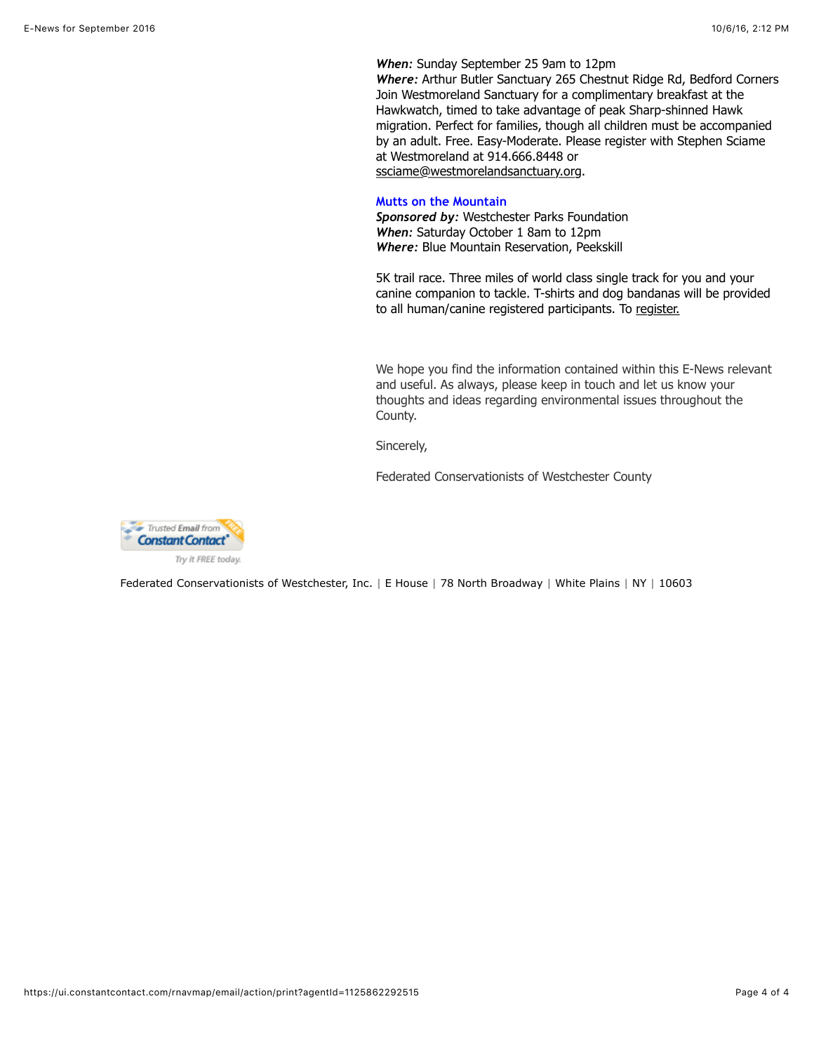***When:*** Sunday September 25 9am to 12pm
***Where:*** Arthur Butler Sanctuary 265 Chestnut Ridge Rd, Bedford Corners
Join Westmoreland Sanctuary for a complimentary breakfast at the Hawkwatch, timed to take advantage of peak Sharp-shinned Hawk migration. Perfect for families, though all children must be accompanied by an adult. Free. Easy-Moderate. Please register with Stephen Sciame at Westmoreland at 914.666.8448 or ssciame@westmorelandsanctuary.org.

**Mutts on the Mountain**
***Sponsored by:*** Westchester Parks Foundation
***When:*** Saturday October 1 8am to 12pm
***Where:*** Blue Mountain Reservation, Peekskill

5K trail race. Three miles of world class single track for you and your canine companion to tackle. T-shirts and dog bandanas will be provided to all human/canine registered participants. To register.

We hope you find the information contained within this E-News relevant and useful. As always, please keep in touch and let us know your thoughts and ideas regarding environmental issues throughout the County.

Sincerely,

Federated Conservationists of Westchester County

Trusted Email from Constant Contact — Try it FREE today.

Federated Conservationists of Westchester, Inc. | E House | 78 North Broadway | White Plains | NY | 10603